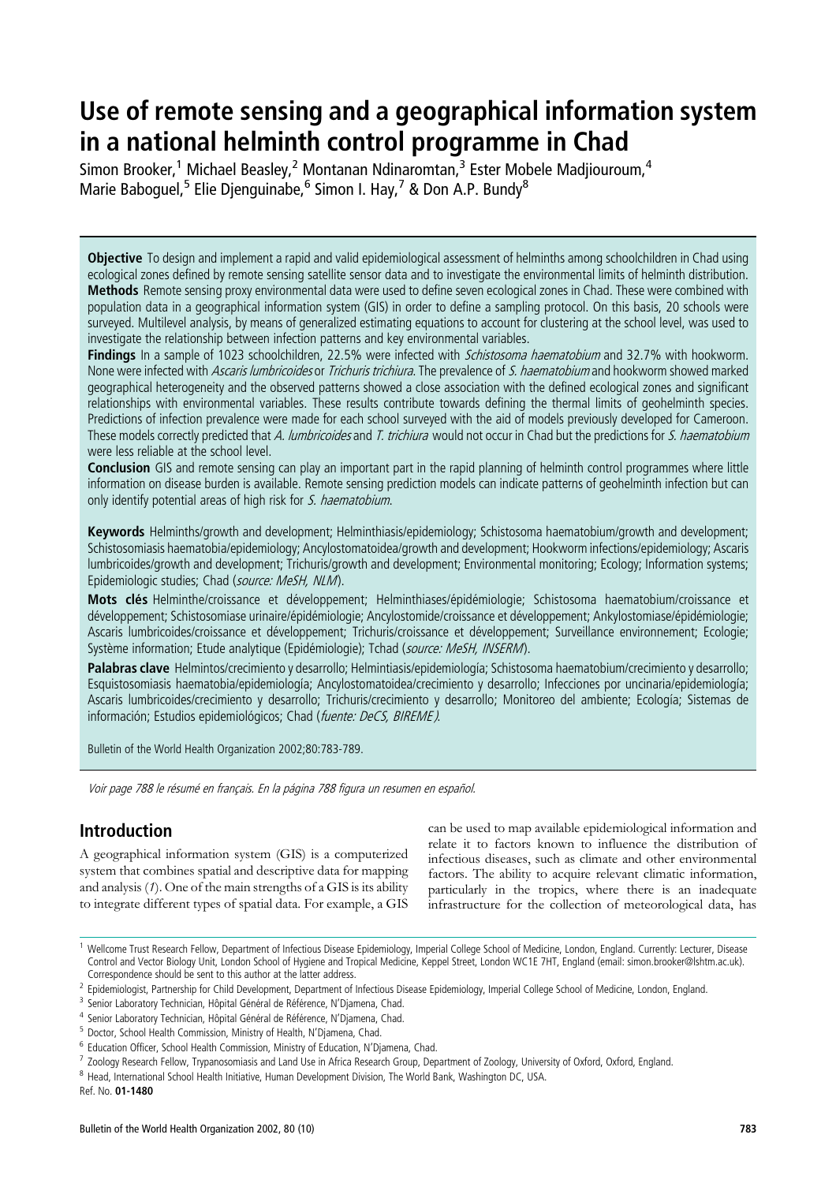# Use of remote sensing and a geographical information system in a national helminth control programme in Chad

Simon Brooker,[1] Michael Beasley,[2] Montanan Ndinaromtan,[3] Ester Mobele Madjiouroum,[4] Marie Baboguel,[5] Elie Djenguinabe,[6] Simon I. Hay,[7] & Don A.P. Bundy[8]

**Objective** To design and implement a rapid and valid epidemiological assessment of helminths among schoolchildren in Chad using ecological zones defined by remote sensing satellite sensor data and to investigate the environmental limits of helminth distribution.

**Methods** Remote sensing proxy environmental data were used to define seven ecological zones in Chad. These were combined with population data in a geographical information system (GIS) in order to define a sampling protocol. On this basis, 20 schools were surveyed. Multilevel analysis, by means of generalized estimating equations to account for clustering at the school level, was used to investigate the relationship between infection patterns and key environmental variables.

**Findings** In a sample of 1023 schoolchildren, 22.5% were infected with *Schistosoma haematobium* and 32.7% with hookworm. None were infected with *Ascaris lumbricoides* or *Trichuris trichiura*. The prevalence of *S. haematobium* and hookworm showed marked geographical heterogeneity and the observed patterns showed a close association with the defined ecological zones and significant relationships with environmental variables. These results contribute towards defining the thermal limits of geohelminth species. Predictions of infection prevalence were made for each school surveyed with the aid of models previously developed for Cameroon. These models correctly predicted that *A. lumbricoides* and *T. trichiura* would not occur in Chad but the predictions for *S. haematobium* were less reliable at the school level.

**Conclusion** GIS and remote sensing can play an important part in the rapid planning of helminth control programmes where little information on disease burden is available. Remote sensing prediction models can indicate patterns of geohelminth infection but can only identify potential areas of high risk for *S. haematobium*.

**Keywords** Helminths/growth and development; Helminthiasis/epidemiology; Schistosoma haematobium/growth and development; Schistosomiasis haematobia/epidemiology; Ancylostomatoidea/growth and development; Hookworm infections/epidemiology; Ascaris lumbricoides/growth and development; Trichuris/growth and development; Environmental monitoring; Ecology; Information systems; Epidemiologic studies; Chad (*source: MeSH, NLM*).

**Mots clés** Helminthe/croissance et développement; Helminthiases/épidémiologie; Schistosoma haematobium/croissance et développement; Schistosomiase urinaire/épidémiologie; Ancylostomide/croissance et développement; Ankylostomiase/épidémiologie; Ascaris lumbricoides/croissance et développement; Trichuris/croissance et développement; Surveillance environnement; Ecologie; Système information; Etude analytique (Epidémiologie); Tchad (*source: MeSH, INSERM*).

**Palabras clave** Helmintos/crecimiento y desarrollo; Helmintiasis/epidemiología; Schistosoma haematobium/crecimiento y desarrollo; Esquistosomiasis haematobia/epidemiología; Ancylostomatoidea/crecimiento y desarrollo; Infecciones por uncinaria/epidemiología; Ascaris lumbricoides/crecimiento y desarrollo; Trichuris/crecimiento y desarrollo; Monitoreo del ambiente; Ecología; Sistemas de información; Estudios epidemiológicos; Chad (*fuente: DeCS, BIREME*).

Bulletin of the World Health Organization 2002;80:783-789.

*Voir page 788 le résumé en français. En la página 788 figura un resumen en español.*

## Introduction

A geographical information system (GIS) is a computerized system that combines spatial and descriptive data for mapping and analysis (*1*). One of the main strengths of a GIS is its ability to integrate different types of spatial data. For example, a GIS can be used to map available epidemiological information and relate it to factors known to influence the distribution of infectious diseases, such as climate and other environmental factors. The ability to acquire relevant climatic information, particularly in the tropics, where there is an inadequate infrastructure for the collection of meteorological data, has

---

[1] Wellcome Trust Research Fellow, Department of Infectious Disease Epidemiology, Imperial College School of Medicine, London, England. Currently: Lecturer, Disease Control and Vector Biology Unit, London School of Hygiene and Tropical Medicine, Keppel Street, London WC1E 7HT, England (email: simon.brooker@lshtm.ac.uk). Correspondence should be sent to this author at the latter address.

[2] Epidemiologist, Partnership for Child Development, Department of Infectious Disease Epidemiology, Imperial College School of Medicine, London, England.

[3] Senior Laboratory Technician, Hôpital Général de Référence, N'Djamena, Chad.

[4] Senior Laboratory Technician, Hôpital Général de Référence, N'Djamena, Chad.

[5] Doctor, School Health Commission, Ministry of Health, N'Djamena, Chad.

[6] Education Officer, School Health Commission, Ministry of Education, N'Djamena, Chad.

[7] Zoology Research Fellow, Trypanosomiasis and Land Use in Africa Research Group, Department of Zoology, University of Oxford, Oxford, England.

[8] Head, International School Health Initiative, Human Development Division, The World Bank, Washington DC, USA.

Ref. No. **01-1480**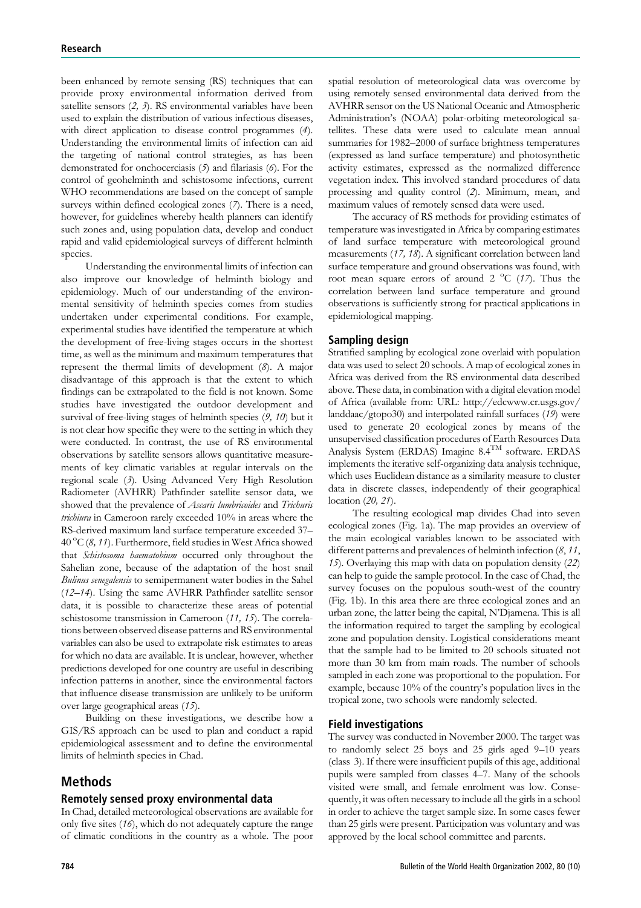been enhanced by remote sensing (RS) techniques that can provide proxy environmental information derived from satellite sensors (*2, 3*). RS environmental variables have been used to explain the distribution of various infectious diseases, with direct application to disease control programmes (*4*). Understanding the environmental limits of infection can aid the targeting of national control strategies, as has been demonstrated for onchocerciasis (*5*) and filariasis (*6*). For the control of geohelminth and schistosome infections, current WHO recommendations are based on the concept of sample surveys within defined ecological zones (*7*). There is a need, however, for guidelines whereby health planners can identify such zones and, using population data, develop and conduct rapid and valid epidemiological surveys of different helminth species.

Understanding the environmental limits of infection can also improve our knowledge of helminth biology and epidemiology. Much of our understanding of the environmental sensitivity of helminth species comes from studies undertaken under experimental conditions. For example, experimental studies have identified the temperature at which the development of free-living stages occurs in the shortest time, as well as the minimum and maximum temperatures that represent the thermal limits of development (*8*). A major disadvantage of this approach is that the extent to which findings can be extrapolated to the field is not known. Some studies have investigated the outdoor development and survival of free-living stages of helminth species (*9, 10*) but it is not clear how specific they were to the setting in which they were conducted. In contrast, the use of RS environmental observations by satellite sensors allows quantitative measurements of key climatic variables at regular intervals on the regional scale (*3*). Using Advanced Very High Resolution Radiometer (AVHRR) Pathfinder satellite sensor data, we showed that the prevalence of *Ascaris lumbricoides* and *Trichuris trichiura* in Cameroon rarely exceeded 10% in areas where the RS-derived maximum land surface temperature exceeded 37–40 °C (*8, 11*). Furthermore, field studies in West Africa showed that *Schistosoma haematobium* occurred only throughout the Sahelian zone, because of the adaptation of the host snail *Bulinus senegalensis* to semipermanent water bodies in the Sahel (*12–14*). Using the same AVHRR Pathfinder satellite sensor data, it is possible to characterize these areas of potential schistosome transmission in Cameroon (*11, 15*). The correlations between observed disease patterns and RS environmental variables can also be used to extrapolate risk estimates to areas for which no data are available. It is unclear, however, whether predictions developed for one country are useful in describing infection patterns in another, since the environmental factors that influence disease transmission are unlikely to be uniform over large geographical areas (*15*).

Building on these investigations, we describe how a GIS/RS approach can be used to plan and conduct a rapid epidemiological assessment and to define the environmental limits of helminth species in Chad.

# Methods

## Remotely sensed proxy environmental data

In Chad, detailed meteorological observations are available for only five sites (*16*), which do not adequately capture the range of climatic conditions in the country as a whole. The poor spatial resolution of meteorological data was overcome by using remotely sensed environmental data derived from the AVHRR sensor on the US National Oceanic and Atmospheric Administration's (NOAA) polar-orbiting meteorological satellites. These data were used to calculate mean annual summaries for 1982–2000 of surface brightness temperatures (expressed as land surface temperature) and photosynthetic activity estimates, expressed as the normalized difference vegetation index. This involved standard procedures of data processing and quality control (*2*). Minimum, mean, and maximum values of remotely sensed data were used.

The accuracy of RS methods for providing estimates of temperature was investigated in Africa by comparing estimates of land surface temperature with meteorological ground measurements (*17, 18*). A significant correlation between land surface temperature and ground observations was found, with root mean square errors of around 2 °C (*17*). Thus the correlation between land surface temperature and ground observations is sufficiently strong for practical applications in epidemiological mapping.

## Sampling design

Stratified sampling by ecological zone overlaid with population data was used to select 20 schools. A map of ecological zones in Africa was derived from the RS environmental data described above. These data, in combination with a digital elevation model of Africa (available from: URL: http://edcwww.cr.usgs.gov/landdaac/gtopo30) and interpolated rainfall surfaces (*19*) were used to generate 20 ecological zones by means of the unsupervised classification procedures of Earth Resources Data Analysis System (ERDAS) Imagine 8.4™ software. ERDAS implements the iterative self-organizing data analysis technique, which uses Euclidean distance as a similarity measure to cluster data in discrete classes, independently of their geographical location (*20, 21*).

The resulting ecological map divides Chad into seven ecological zones (Fig. 1a). The map provides an overview of the main ecological variables known to be associated with different patterns and prevalences of helminth infection (*8, 11, 15*). Overlaying this map with data on population density (*22*) can help to guide the sample protocol. In the case of Chad, the survey focuses on the populous south-west of the country (Fig. 1b). In this area there are three ecological zones and an urban zone, the latter being the capital, N'Djamena. This is all the information required to target the sampling by ecological zone and population density. Logistical considerations meant that the sample had to be limited to 20 schools situated not more than 30 km from main roads. The number of schools sampled in each zone was proportional to the population. For example, because 10% of the country's population lives in the tropical zone, two schools were randomly selected.

## Field investigations

The survey was conducted in November 2000. The target was to randomly select 25 boys and 25 girls aged 9–10 years (class 3). If there were insufficient pupils of this age, additional pupils were sampled from classes 4–7. Many of the schools visited were small, and female enrolment was low. Consequently, it was often necessary to include all the girls in a school in order to achieve the target sample size. In some cases fewer than 25 girls were present. Participation was voluntary and was approved by the local school committee and parents.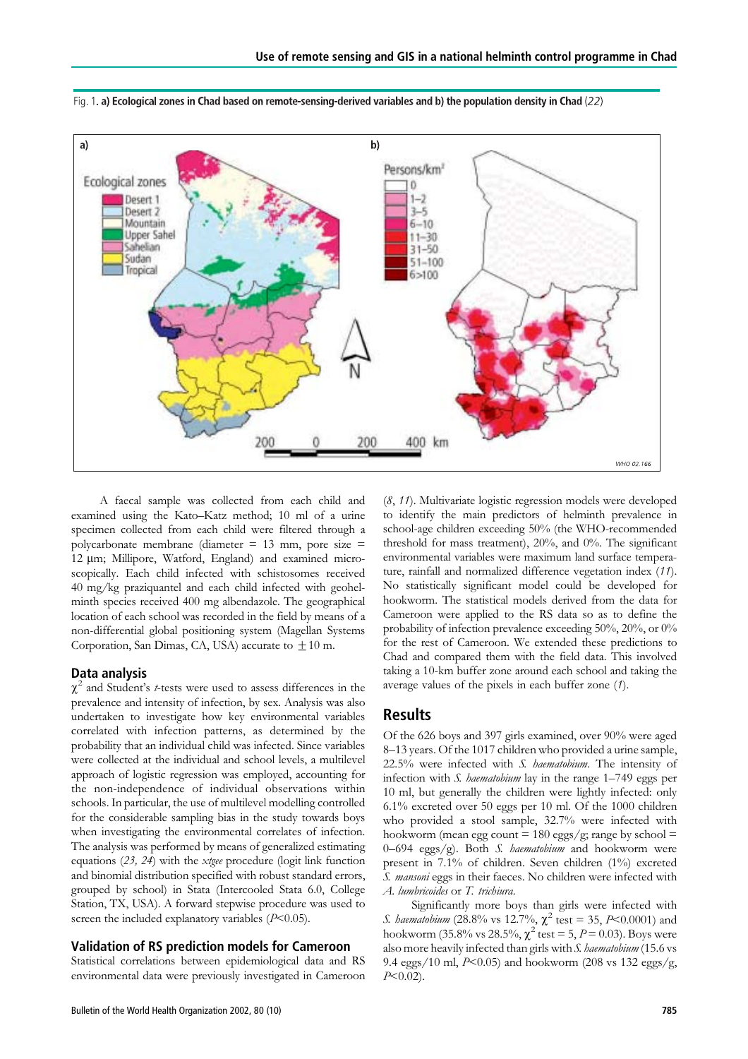Fig. 1. **a) Ecological zones in Chad based on remote-sensing-derived variables and b) the population density in Chad** (*22*)

A faecal sample was collected from each child and examined using the Kato–Katz method; 10 ml of a urine specimen collected from each child were filtered through a polycarbonate membrane (diameter = 13 mm, pore size = 12 μm; Millipore, Watford, England) and examined microscopically. Each child infected with schistosomes received 40 mg/kg praziquantel and each child infected with geohelminth species received 400 mg albendazole. The geographical location of each school was recorded in the field by means of a non-differential global positioning system (Magellan Systems Corporation, San Dimas, CA, USA) accurate to ±10 m.

## Data analysis

$\chi^2$ and Student's *t*-tests were used to assess differences in the prevalence and intensity of infection, by sex. Analysis was also undertaken to investigate how key environmental variables correlated with infection patterns, as determined by the probability that an individual child was infected. Since variables were collected at the individual and school levels, a multilevel approach of logistic regression was employed, accounting for the non-independence of individual observations within schools. In particular, the use of multilevel modelling controlled for the considerable sampling bias in the study towards boys when investigating the environmental correlates of infection. The analysis was performed by means of generalized estimating equations (*23, 24*) with the *xtgee* procedure (logit link function and binomial distribution specified with robust standard errors, grouped by school) in Stata (Intercooled Stata 6.0, College Station, TX, USA). A forward stepwise procedure was used to screen the included explanatory variables ($P<0.05$).

## Validation of RS prediction models for Cameroon

Statistical correlations between epidemiological data and RS environmental data were previously investigated in Cameroon (*8*, *11*). Multivariate logistic regression models were developed to identify the main predictors of helminth prevalence in school-age children exceeding 50% (the WHO-recommended threshold for mass treatment), 20%, and 0%. The significant environmental variables were maximum land surface temperature, rainfall and normalized difference vegetation index (*11*). No statistically significant model could be developed for hookworm. The statistical models derived from the data for Cameroon were applied to the RS data so as to define the probability of infection prevalence exceeding 50%, 20%, or 0% for the rest of Cameroon. We extended these predictions to Chad and compared them with the field data. This involved taking a 10-km buffer zone around each school and taking the average values of the pixels in each buffer zone (*1*).

# Results

Of the 626 boys and 397 girls examined, over 90% were aged 8–13 years. Of the 1017 children who provided a urine sample, 22.5% were infected with *S. haematobium*. The intensity of infection with *S. haematobium* lay in the range 1–749 eggs per 10 ml, but generally the children were lightly infected: only 6.1% excreted over 50 eggs per 10 ml. Of the 1000 children who provided a stool sample, 32.7% were infected with hookworm (mean egg count = 180 eggs/g; range by school = 0–694 eggs/g). Both *S. haematobium* and hookworm were present in 7.1% of children. Seven children (1%) excreted *S. mansoni* eggs in their faeces. No children were infected with *A. lumbricoides* or *T. trichiura*.

Significantly more boys than girls were infected with *S. haematobium* (28.8% vs 12.7%, $\chi^2$ test = 35, $P<0.0001$) and hookworm (35.8% vs 28.5%, $\chi^2$ test = 5, $P = 0.03$). Boys were also more heavily infected than girls with *S. haematobium* (15.6 vs 9.4 eggs/10 ml, $P<0.05$) and hookworm (208 vs 132 eggs/g, $P<0.02$).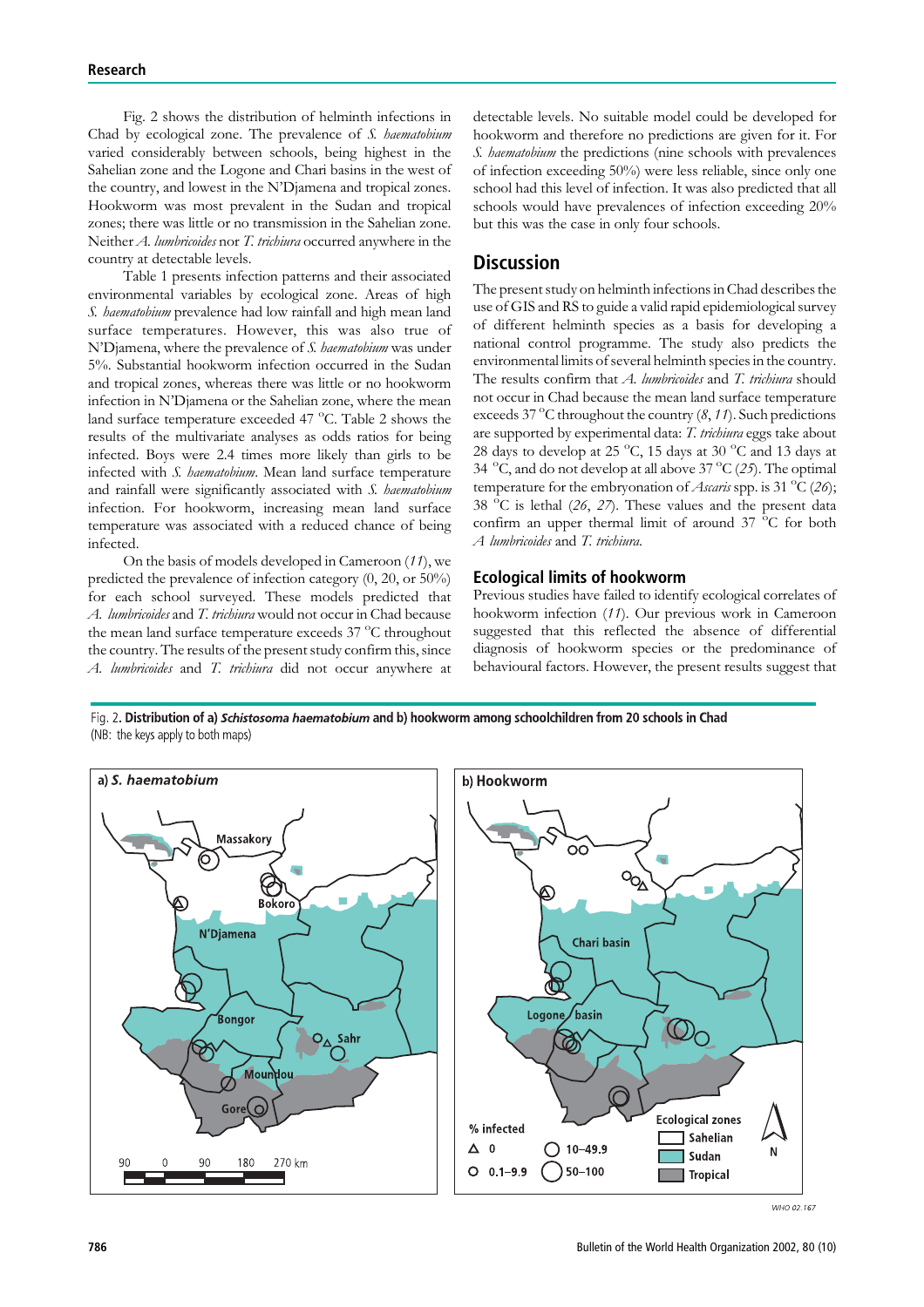Fig. 2 shows the distribution of helminth infections in Chad by ecological zone. The prevalence of *S. haematobium* varied considerably between schools, being highest in the Sahelian zone and the Logone and Chari basins in the west of the country, and lowest in the N'Djamena and tropical zones. Hookworm was most prevalent in the Sudan and tropical zones; there was little or no transmission in the Sahelian zone. Neither *A. lumbricoides* nor *T. trichiura* occurred anywhere in the country at detectable levels.

Table 1 presents infection patterns and their associated environmental variables by ecological zone. Areas of high *S. haematobium* prevalence had low rainfall and high mean land surface temperatures. However, this was also true of N'Djamena, where the prevalence of *S. haematobium* was under 5%. Substantial hookworm infection occurred in the Sudan and tropical zones, whereas there was little or no hookworm infection in N'Djamena or the Sahelian zone, where the mean land surface temperature exceeded 47 °C. Table 2 shows the results of the multivariate analyses as odds ratios for being infected. Boys were 2.4 times more likely than girls to be infected with *S. haematobium*. Mean land surface temperature and rainfall were significantly associated with *S. haematobium* infection. For hookworm, increasing mean land surface temperature was associated with a reduced chance of being infected.

On the basis of models developed in Cameroon (*11*), we predicted the prevalence of infection category (0, 20, or 50%) for each school surveyed. These models predicted that *A. lumbricoides* and *T. trichiura* would not occur in Chad because the mean land surface temperature exceeds 37 °C throughout the country. The results of the present study confirm this, since *A. lumbricoides* and *T. trichiura* did not occur anywhere at detectable levels. No suitable model could be developed for hookworm and therefore no predictions are given for it. For *S. haematobium* the predictions (nine schools with prevalences of infection exceeding 50%) were less reliable, since only one school had this level of infection. It was also predicted that all schools would have prevalences of infection exceeding 20% but this was the case in only four schools.

## Discussion

The present study on helminth infections in Chad describes the use of GIS and RS to guide a valid rapid epidemiological survey of different helminth species as a basis for developing a national control programme. The study also predicts the environmental limits of several helminth species in the country. The results confirm that *A. lumbricoides* and *T. trichiura* should not occur in Chad because the mean land surface temperature exceeds 37 °C throughout the country (*8*, *11*). Such predictions are supported by experimental data: *T. trichiura* eggs take about 28 days to develop at 25 °C, 15 days at 30 °C and 13 days at 34 °C, and do not develop at all above 37 °C (*25*). The optimal temperature for the embryonation of *Ascaris* spp. is 31 °C (*26*); 38 °C is lethal (*26*, *27*). These values and the present data confirm an upper thermal limit of around 37 °C for both *A lumbricoides* and *T. trichiura*.

### Ecological limits of hookworm

Previous studies have failed to identify ecological correlates of hookworm infection (*11*). Our previous work in Cameroon suggested that this reflected the absence of differential diagnosis of hookworm species or the predominance of behavioural factors. However, the present results suggest that

Fig. 2. **Distribution of a) *Schistosoma haematobium* and b) hookworm among schoolchildren from 20 schools in Chad**
(NB: the keys apply to both maps)

WHO 02.167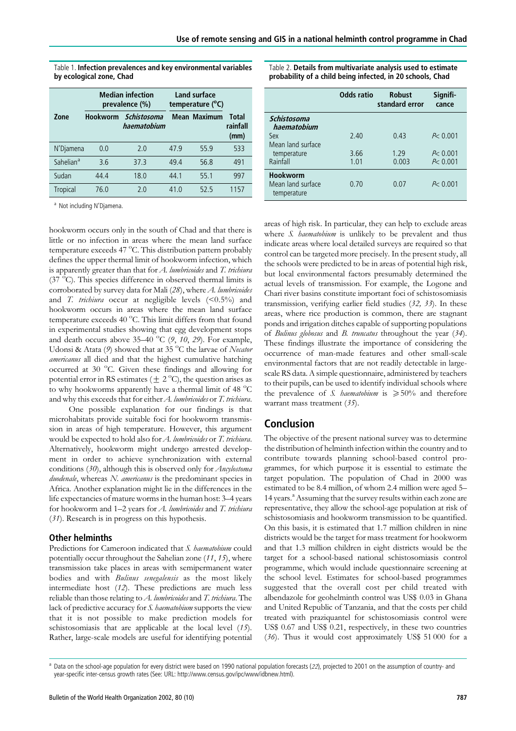Table 1. **Infection prevalences and key environmental variables by ecological zone, Chad**

| Zone | Median infection prevalence (%) | | Land surface temperature (°C) | | Total rainfall (mm) |
|---|---|---|---|---|---|
| | Hookworm | *Schistosoma haematobium* | Mean | Maximum | |
| N'Djamena | 0.0 | 2.0 | 47.9 | 55.9 | 533 |
| Sahelian[a] | 3.6 | 37.3 | 49.4 | 56.8 | 491 |
| Sudan | 44.4 | 18.0 | 44.1 | 55.1 | 997 |
| Tropical | 76.0 | 2.0 | 41.0 | 52.5 | 1157 |

[a] Not including N'Djamena.

Table 2. **Details from multivariate analysis used to estimate probability of a child being infected, in 20 schools, Chad**

| | Odds ratio | Robust standard error | Significance |
|---|---|---|---|
| ***Schistosoma haematobium*** | | | |
| Sex | 2.40 | 0.43 | $P < 0.001$ |
| Mean land surface temperature | 3.66 | 1.29 | $P < 0.001$ |
| Rainfall | 1.01 | 0.003 | $P < 0.001$ |
| **Hookworm** | | | |
| Mean land surface temperature | 0.70 | 0.07 | $P < 0.001$ |

hookworm occurs only in the south of Chad and that there is little or no infection in areas where the mean land surface temperature exceeds 47 °C. This distribution pattern probably defines the upper thermal limit of hookworm infection, which is apparently greater than that for *A. lumbricoides* and *T. trichiura* (37 °C). This species difference in observed thermal limits is corroborated by survey data for Mali (*28*), where *A. lumbricoides* and *T. trichiura* occur at negligible levels (<0.5%) and hookworm occurs in areas where the mean land surface temperature exceeds 40 °C. This limit differs from that found in experimental studies showing that egg development stops and death occurs above 35–40 °C (*9*, *10*, *29*). For example, Udonsi & Atata (*9*) showed that at 35 °C the larvae of *Necator americanus* all died and that the highest cumulative hatching occurred at 30 °C. Given these findings and allowing for potential error in RS estimates (± 2 °C), the question arises as to why hookworms apparently have a thermal limit of 48 °C and why this exceeds that for either *A. lumbricoides* or *T. trichiura*.

One possible explanation for our findings is that microhabitats provide suitable foci for hookworm transmission in areas of high temperature. However, this argument would be expected to hold also for *A. lumbricoides* or *T. trichiura*. Alternatively, hookworm might undergo arrested development in order to achieve synchronization with external conditions (*30*), although this is observed only for *Ancylostoma duodenale*, whereas *N. americanus* is the predominant species in Africa. Another explanation might lie in the differences in the life expectancies of mature worms in the human host: 3–4 years for hookworm and 1–2 years for *A. lumbricoides* and *T. trichiura* (*31*). Research is in progress on this hypothesis.

### Other helminths

Predictions for Cameroon indicated that *S. haematobium* could potentially occur throughout the Sahelian zone (*11*, *15*), where transmission take places in areas with semipermanent water bodies and with *Bulinus senegalensis* as the most likely intermediate host (*12*). These predictions are much less reliable than those relating to *A. lumbricoides* and *T. trichiura*. The lack of predictive accuracy for *S. haematobium* supports the view that it is not possible to make prediction models for schistosomiasis that are applicable at the local level (*15*). Rather, large-scale models are useful for identifying potential areas of high risk. In particular, they can help to exclude areas where *S. haematobium* is unlikely to be prevalent and thus indicate areas where local detailed surveys are required so that control can be targeted more precisely. In the present study, all the schools were predicted to be in areas of potential high risk, but local environmental factors presumably determined the actual levels of transmission. For example, the Logone and Chari river basins constitute important foci of schistosomiasis transmission, verifying earlier field studies (*32*, *33*). In these areas, where rice production is common, there are stagnant ponds and irrigation ditches capable of supporting populations of *Bulinus globosus* and *B. truncatus* throughout the year (*34*). These findings illustrate the importance of considering the occurrence of man-made features and other small-scale environmental factors that are not readily detectable in large-scale RS data. A simple questionnaire, administered by teachers to their pupils, can be used to identify individual schools where the prevalence of *S. haematobium* is ≥50% and therefore warrant mass treatment (*35*).

## Conclusion

The objective of the present national survey was to determine the distribution of helminth infection within the country and to contribute towards planning school-based control programmes, for which purpose it is essential to estimate the target population. The population of Chad in 2000 was estimated to be 8.4 million, of whom 2.4 million were aged 5–14 years.[a] Assuming that the survey results within each zone are representative, they allow the school-age population at risk of schistosomiasis and hookworm transmission to be quantified. On this basis, it is estimated that 1.7 million children in nine districts would be the target for mass treatment for hookworm and that 1.3 million children in eight districts would be the target for a school-based national schistosomiasis control programme, which would include questionnaire screening at the school level. Estimates for school-based programmes suggested that the overall cost per child treated with albendazole for geohelminth control was US$ 0.03 in Ghana and United Republic of Tanzania, and that the costs per child treated with praziquantel for schistosomiasis control were US$ 0.67 and US$ 0.21, respectively, in these two countries (*36*). Thus it would cost approximately US$ 51 000 for a

[a] Data on the school-age population for every district were based on 1990 national population forecasts (*22*), projected to 2001 on the assumption of country- and year-specific inter-census growth rates (See: URL: http://www.census.gov/ipc/www/idbnew.html).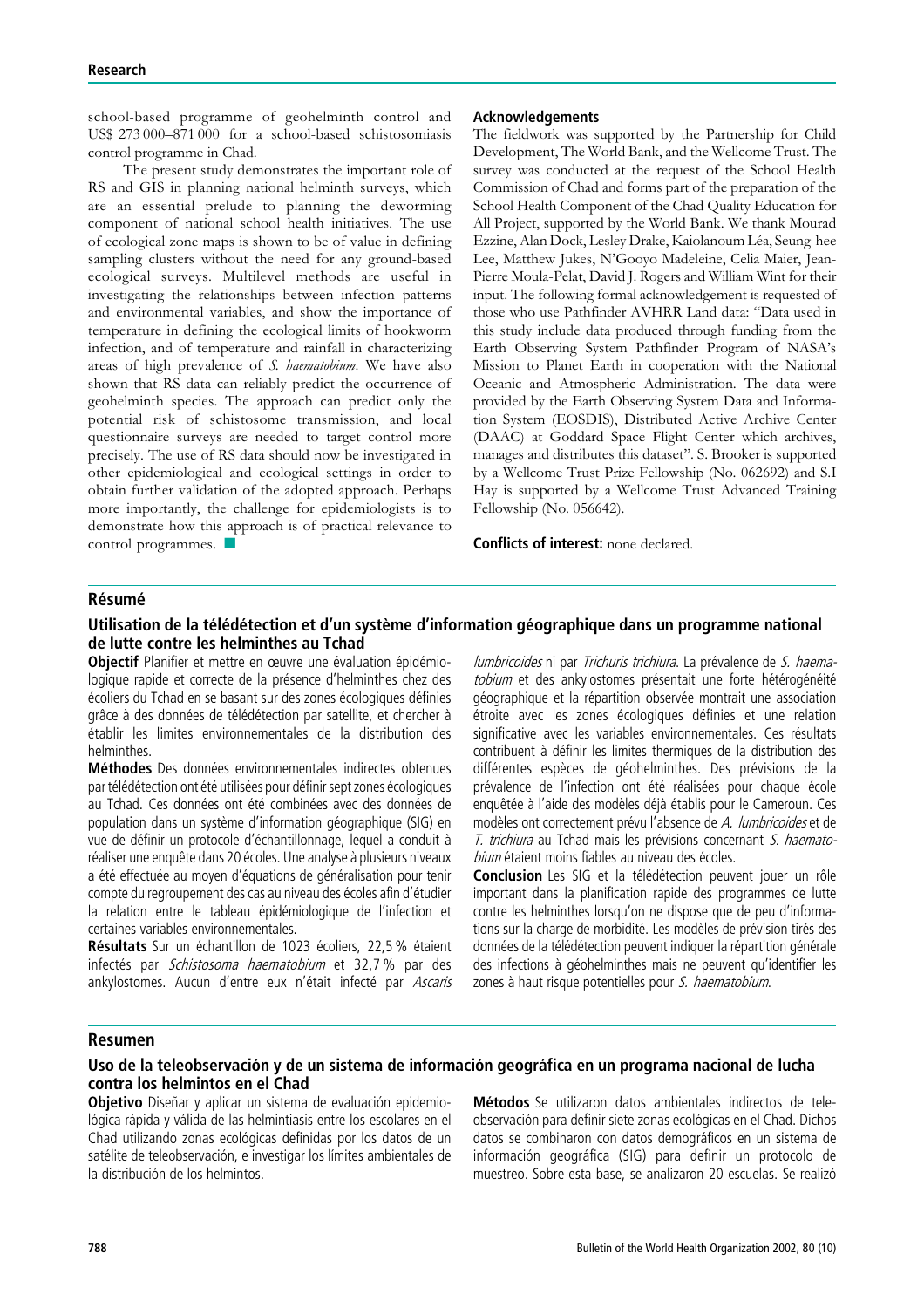school-based programme of geohelminth control and US$ 273 000–871 000 for a school-based schistosomiasis control programme in Chad.

The present study demonstrates the important role of RS and GIS in planning national helminth surveys, which are an essential prelude to planning the deworming component of national school health initiatives. The use of ecological zone maps is shown to be of value in defining sampling clusters without the need for any ground-based ecological surveys. Multilevel methods are useful in investigating the relationships between infection patterns and environmental variables, and show the importance of temperature in defining the ecological limits of hookworm infection, and of temperature and rainfall in characterizing areas of high prevalence of *S. haematobium*. We have also shown that RS data can reliably predict the occurrence of geohelminth species. The approach can predict only the potential risk of schistosome transmission, and local questionnaire surveys are needed to target control more precisely. The use of RS data should now be investigated in other epidemiological and ecological settings in order to obtain further validation of the adopted approach. Perhaps more importantly, the challenge for epidemiologists is to demonstrate how this approach is of practical relevance to control programmes. ■

**Acknowledgements**

The fieldwork was supported by the Partnership for Child Development, The World Bank, and the Wellcome Trust. The survey was conducted at the request of the School Health Commission of Chad and forms part of the preparation of the School Health Component of the Chad Quality Education for All Project, supported by the World Bank. We thank Mourad Ezzine, Alan Dock, Lesley Drake, Kaiolanoum Léa, Seung-hee Lee, Matthew Jukes, N'Gooyo Madeleine, Celia Maier, Jean-Pierre Moula-Pelat, David J. Rogers and William Wint for their input. The following formal acknowledgement is requested of those who use Pathfinder AVHRR Land data: "Data used in this study include data produced through funding from the Earth Observing System Pathfinder Program of NASA's Mission to Planet Earth in cooperation with the National Oceanic and Atmospheric Administration. The data were provided by the Earth Observing System Data and Information System (EOSDIS), Distributed Active Archive Center (DAAC) at Goddard Space Flight Center which archives, manages and distributes this dataset". S. Brooker is supported by a Wellcome Trust Prize Fellowship (No. 062692) and S.I Hay is supported by a Wellcome Trust Advanced Training Fellowship (No. 056642).

**Conflicts of interest:** none declared.

## Résumé

### Utilisation de la télédétection et d'un système d'information géographique dans un programme national de lutte contre les helminthes au Tchad

**Objectif** Planifier et mettre en œuvre une évaluation épidémiologique rapide et correcte de la présence d'helminthes chez des écoliers du Tchad en se basant sur des zones écologiques définies grâce à des données de télédétection par satellite, et chercher à établir les limites environnementales de la distribution des helminthes.

**Méthodes** Des données environnementales indirectes obtenues par télédétection ont été utilisées pour définir sept zones écologiques au Tchad. Ces données ont été combinées avec des données de population dans un système d'information géographique (SIG) en vue de définir un protocole d'échantillonnage, lequel a conduit à réaliser une enquête dans 20 écoles. Une analyse à plusieurs niveaux a été effectuée au moyen d'équations de généralisation pour tenir compte du regroupement des cas au niveau des écoles afin d'étudier la relation entre le tableau épidémiologique de l'infection et certaines variables environnementales.

**Résultats** Sur un échantillon de 1023 écoliers, 22,5 % étaient infectés par *Schistosoma haematobium* et 32,7 % par des ankylostomes. Aucun d'entre eux n'était infecté par *Ascaris lumbricoides* ni par *Trichuris trichiura*. La prévalence de *S. haematobium* et des ankylostomes présentait une forte hétérogénéité géographique et la répartition observée montrait une association étroite avec les zones écologiques définies et une relation significative avec les variables environnementales. Ces résultats contribuent à définir les limites thermiques de la distribution des différentes espèces de géohelminthes. Des prévisions de la prévalence de l'infection ont été réalisées pour chaque école enquêtée à l'aide des modèles déjà établis pour le Cameroun. Ces modèles ont correctement prévu l'absence de *A. lumbricoides* et de *T. trichiura* au Tchad mais les prévisions concernant *S. haematobium* étaient moins fiables au niveau des écoles.

**Conclusion** Les SIG et la télédétection peuvent jouer un rôle important dans la planification rapide des programmes de lutte contre les helminthes lorsqu'on ne dispose que de peu d'informations sur la charge de morbidité. Les modèles de prévision tirés des données de la télédétection peuvent indiquer la répartition générale des infections à géohelminthes mais ne peuvent qu'identifier les zones à haut risque potentielles pour *S. haematobium*.

## Resumen

### Uso de la teleobservación y de un sistema de información geográfica en un programa nacional de lucha contra los helmintos en el Chad

**Objetivo** Diseñar y aplicar un sistema de evaluación epidemiológica rápida y válida de las helmintiasis entre los escolares en el Chad utilizando zonas ecológicas definidas por los datos de un satélite de teleobservación, e investigar los límites ambientales de la distribución de los helmintos.

**Métodos** Se utilizaron datos ambientales indirectos de teleobservación para definir siete zonas ecológicas en el Chad. Dichos datos se combinaron con datos demográficos en un sistema de información geográfica (SIG) para definir un protocolo de muestreo. Sobre esta base, se analizaron 20 escuelas. Se realizó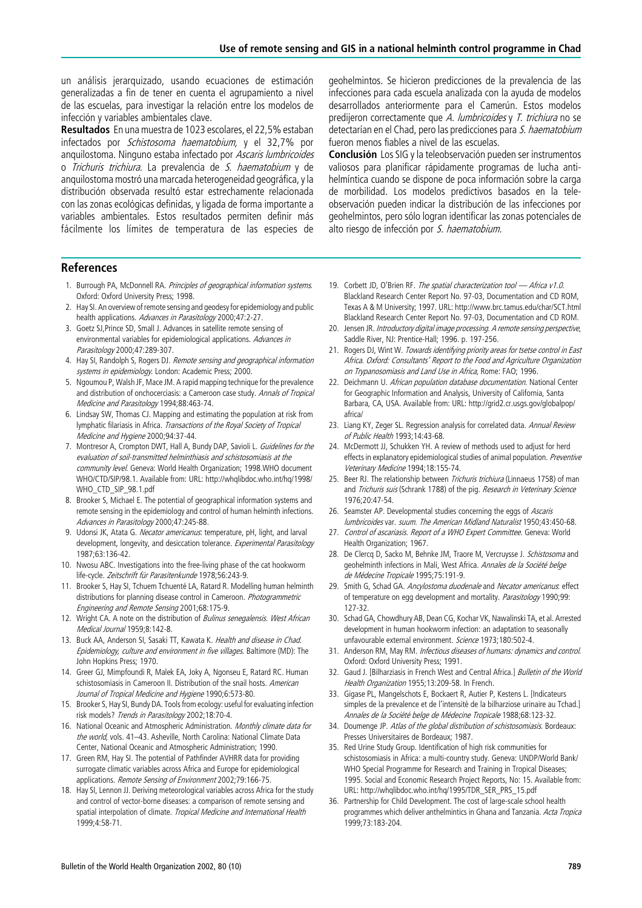un análisis jerarquizado, usando ecuaciones de estimación generalizadas a fin de tener en cuenta el agrupamiento a nivel de las escuelas, para investigar la relación entre los modelos de infección y variables ambientales clave.

**Resultados** En una muestra de 1023 escolares, el 22,5% estaban infectados por *Schistosoma haematobium,* y el 32,7% por anquilostoma. Ninguno estaba infectado por *Ascaris lumbricoides* o *Trichuris trichiura*. La prevalencia de *S. haematobium* y de anquilostoma mostró una marcada heterogeneidad geográfica, y la distribución observada resultó estar estrechamente relacionada con las zonas ecológicas definidas, y ligada de forma importante a variables ambientales. Estos resultados permiten definir más fácilmente los límites de temperatura de las especies de geohelmintos. Se hicieron predicciones de la prevalencia de las infecciones para cada escuela analizada con la ayuda de modelos desarrollados anteriormente para el Camerún. Estos modelos predijeron correctamente que *A. lumbricoides* y *T. trichiura* no se detectarían en el Chad, pero las predicciones para *S. haematobium* fueron menos fiables a nivel de las escuelas.

**Conclusión** Los SIG y la teleobservación pueden ser instrumentos valiosos para planificar rápidamente programas de lucha antihelmíntica cuando se dispone de poca información sobre la carga de morbilidad. Los modelos predictivos basados en la teleobservación pueden indicar la distribución de las infecciones por geohelmintos, pero sólo logran identificar las zonas potenciales de alto riesgo de infección por *S. haematobium*.

## References

1. Burrough PA, McDonnell RA. *Principles of geographical information systems*. Oxford: Oxford University Press; 1998.
2. Hay SI. An overview of remote sensing and geodesy for epidemiology and public health applications. *Advances in Parasitology* 2000;47:2-27.
3. Goetz SJ,Prince SD, Small J. Advances in satellite remote sensing of environmental variables for epidemiological applications. *Advances in Parasitology* 2000;47:289-307.
4. Hay SI, Randolph S, Rogers DJ. *Remote sensing and geographical information systems in epidemiology*. London: Academic Press; 2000.
5. Ngoumou P, Walsh JF, Mace JM. A rapid mapping technique for the prevalence and distribution of onchocerciasis: a Cameroon case study. *Annals of Tropical Medicine and Parasitology* 1994;88:463-74.
6. Lindsay SW, Thomas CJ. Mapping and estimating the population at risk from lymphatic filariasis in Africa. *Transactions of the Royal Society of Tropical Medicine and Hygiene* 2000;94:37-44.
7. Montresor A, Crompton DWT, Hall A, Bundy DAP, Savioli L. *Guidelines for the evaluation of soil-transmitted helminthiasis and schistosomiasis at the community level*. Geneva: World Health Organization; 1998.WHO document WHO/CTD/SIP/98.1. Available from: URL: http://whqlibdoc.who.int/hq/1998/WHO_CTD_SIP_98.1.pdf
8. Brooker S, Michael E. The potential of geographical information systems and remote sensing in the epidemiology and control of human helminth infections. *Advances in Parasitology* 2000;47:245-88.
9. Udonsi JK, Atata G. *Necator americanus*: temperature, pH, light, and larval development, longevity, and desiccation tolerance. *Experimental Parasitology* 1987;63:136-42.
10. Nwosu ABC. Investigations into the free-living phase of the cat hookworm life-cycle. *Zeitschrift für Parasitenkunde* 1978;56:243-9.
11. Brooker S, Hay SI, Tchuem Tchuenté LA, Ratard R. Modelling human helminth distributions for planning disease control in Cameroon. *Photogrammetric Engineering and Remote Sensing* 2001;68:175-9.
12. Wright CA. A note on the distribution of *Bulinus senegalensis*. *West African Medical Journal* 1959;8:142-8.
13. Buck AA, Anderson SI, Sasaki TT, Kawata K. *Health and disease in Chad. Epidemiology, culture and environment in five villages*. Baltimore (MD): The John Hopkins Press; 1970.
14. Greer GJ, Mimpfoundi R, Malek EA, Joky A, Ngonseu E, Ratard RC. Human schistosomiasis in Cameroon II. Distribution of the snail hosts. *American Journal of Tropical Medicine and Hygiene* 1990;6:573-80.
15. Brooker S, Hay SI, Bundy DA. Tools from ecology: useful for evaluating infection risk models? *Trends in Parasitology* 2002;18:70-4.
16. National Oceanic and Atmospheric Administration. *Monthly climate data for the world*, vols. 41–43. Asheville, North Carolina: National Climate Data Center, National Oceanic and Atmospheric Administration; 1990.
17. Green RM, Hay SI. The potential of Pathfinder AVHRR data for providing surrogate climatic variables across Africa and Europe for epidemiological applications. *Remote Sensing of Environment* 2002;79:166-75.
18. Hay SI, Lennon JJ. Deriving meteorological variables across Africa for the study and control of vector-borne diseases: a comparison of remote sensing and spatial interpolation of climate. *Tropical Medicine and International Health* 1999;4:58-71.
19. Corbett JD, O'Brien RF. *The spatial characterization tool — Africa v1.0*. Blackland Research Center Report No. 97-03, Documentation and CD ROM, Texas A & M University; 1997. URL: http://www.brc.tamus.edu/char/SCT.html Blackland Research Center Report No. 97-03, Documentation and CD ROM.
20. Jensen JR. *Introductory digital image processing. A remote sensing perspective*, Saddle River, NJ: Prentice-Hall; 1996. p. 197-256.
21. Rogers DJ, Wint W. *Towards identifying priority areas for tsetse control in East Africa. Oxford: Consultants' Report to the Food and Agriculture Organization on Trypanosomiasis and Land Use in Africa*, Rome: FAO; 1996.
22. Deichmann U. *African population database documentation*. National Center for Geographic Information and Analysis, University of California, Santa Barbara, CA, USA. Available from: URL: http://grid2.cr.usgs.gov/globalpop/africa/
23. Liang KY, Zeger SL. Regression analysis for correlated data. *Annual Review of Public Health* 1993;14:43-68.
24. McDermott JJ, Schukken YH. A review of methods used to adjust for herd effects in explanatory epidemiological studies of animal population. *Preventive Veterinary Medicine* 1994;18:155-74.
25. Beer RJ. The relationship between *Trichuris trichiura* (Linnaeus 1758) of man and *Trichuris suis* (Schrank 1788) of the pig. *Research in Veterinary Science* 1976;20:47-54.
26. Seamster AP. Developmental studies concerning the eggs of *Ascaris lumbricoides* var. *suum*. *The American Midland Naturalist* 1950;43:450-68.
27. *Control of ascariasis. Report of a WHO Expert Committee*. Geneva: World Health Organization; 1967.
28. De Clercq D, Sacko M, Behnke JM, Traore M, Vercruysse J. *Schistosoma* and geohelminth infections in Mali, West Africa. *Annales de la Société belge de Médecine Tropicale* 1995;75:191-9.
29. Smith G, Schad GA. *Ancylostoma duodenale* and *Necator americanus*: effect of temperature on egg development and mortality. *Parasitology* 1990;99:127-32.
30. Schad GA, Chowdhury AB, Dean CG, Kochar VK, Nawalinski TA, et al. Arrested development in human hookworm infection: an adaptation to seasonally unfavourable external environment. *Science* 1973;180:502-4.
31. Anderson RM, May RM. *Infectious diseases of humans: dynamics and control*. Oxford: Oxford University Press; 1991.
32. Gaud J. [Bilharziasis in French West and Central Africa.] *Bulletin of the World Health Organization* 1955;13:209-58. In French.
33. Gigase PL, Mangelschots E, Bockaert R, Autier P, Kestens L. [Indicateurs simples de la prevalence et de l'intensité de la bilharziose urinaire au Tchad.] *Annales de la Société belge de Médecine Tropicale* 1988;68:123-32.
34. Doumenge JP. *Atlas of the global distribution of schistosomiasis*. Bordeaux: Presses Universitaires de Bordeaux; 1987.
35. Red Urine Study Group. Identification of high risk communities for schistosomiasis in Africa: a multi-country study. Geneva: UNDP/World Bank/WHO Special Programme for Research and Training in Tropical Diseases; 1995. Social and Economic Research Project Reports, No: 15. Available from: URL: http://whqlibdoc.who.int/hq/1995/TDR_SER_PRS_15.pdf
36. Partnership for Child Development. The cost of large-scale school health programmes which deliver anthelmintics in Ghana and Tanzania. *Acta Tropica* 1999;73:183-204.